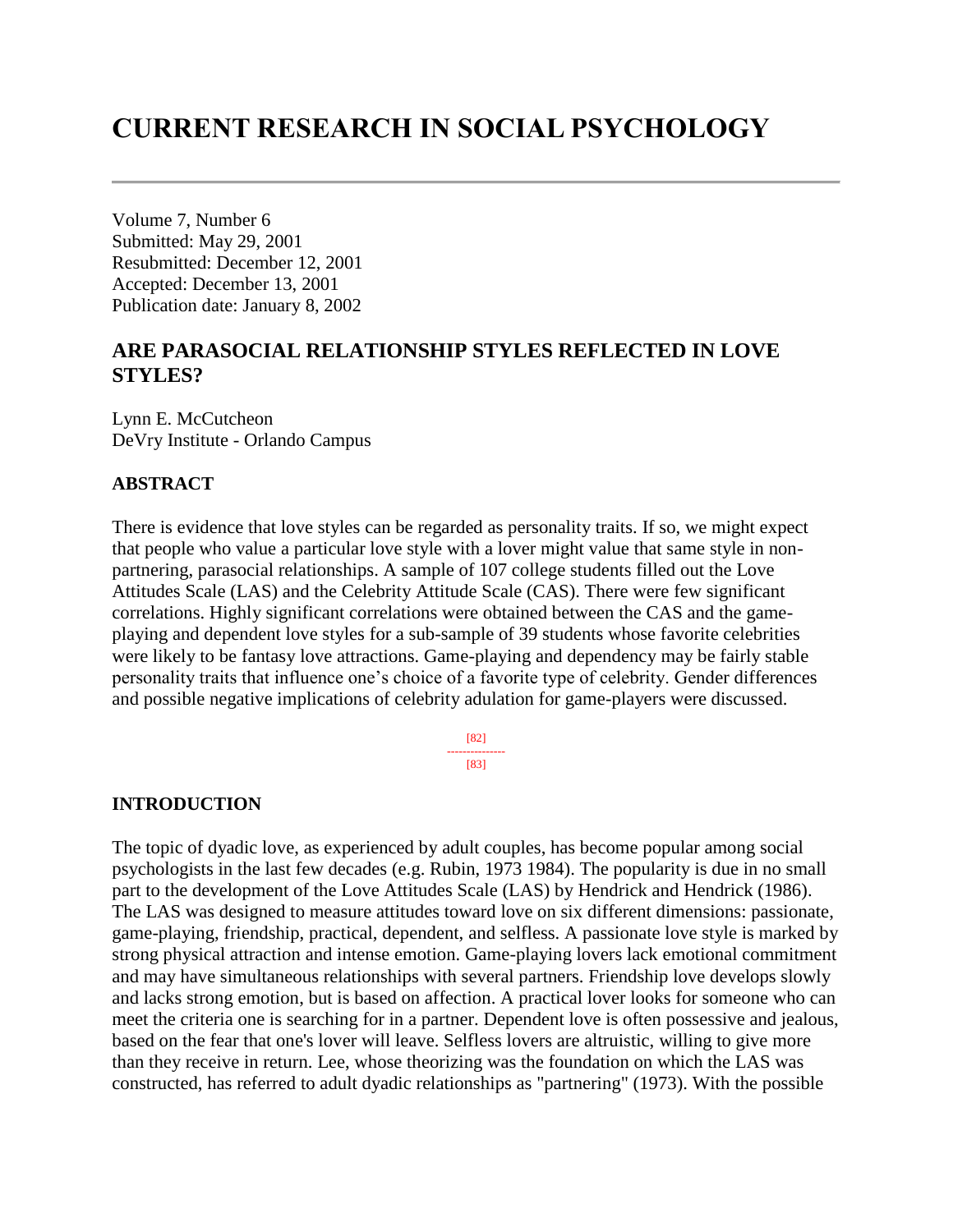# CURRENT RESEARCH IN SOCIAL PSYCHOLOGY

Volume 7, Number 6
Submitted: May 29, 2001
Resubmitted: December 12, 2001
Accepted: December 13, 2001
Publication date: January 8, 2002

## ARE PARASOCIAL RELATIONSHIP STYLES REFLECTED IN LOVE STYLES?

Lynn E. McCutcheon
DeVry Institute - Orlando Campus

### ABSTRACT

There is evidence that love styles can be regarded as personality traits. If so, we might expect that people who value a particular love style with a lover might value that same style in non-partnering, parasocial relationships. A sample of 107 college students filled out the Love Attitudes Scale (LAS) and the Celebrity Attitude Scale (CAS). There were few significant correlations. Highly significant correlations were obtained between the CAS and the game-playing and dependent love styles for a sub-sample of 39 students whose favorite celebrities were likely to be fantasy love attractions. Game-playing and dependency may be fairly stable personality traits that influence one's choice of a favorite type of celebrity. Gender differences and possible negative implications of celebrity adulation for game-players were discussed.

### INTRODUCTION

The topic of dyadic love, as experienced by adult couples, has become popular among social psychologists in the last few decades (e.g. Rubin, 1973 1984). The popularity is due in no small part to the development of the Love Attitudes Scale (LAS) by Hendrick and Hendrick (1986). The LAS was designed to measure attitudes toward love on six different dimensions: passionate, game-playing, friendship, practical, dependent, and selfless. A passionate love style is marked by strong physical attraction and intense emotion. Game-playing lovers lack emotional commitment and may have simultaneous relationships with several partners. Friendship love develops slowly and lacks strong emotion, but is based on affection. A practical lover looks for someone who can meet the criteria one is searching for in a partner. Dependent love is often possessive and jealous, based on the fear that one's lover will leave. Selfless lovers are altruistic, willing to give more than they receive in return. Lee, whose theorizing was the foundation on which the LAS was constructed, has referred to adult dyadic relationships as "partnering" (1973). With the possible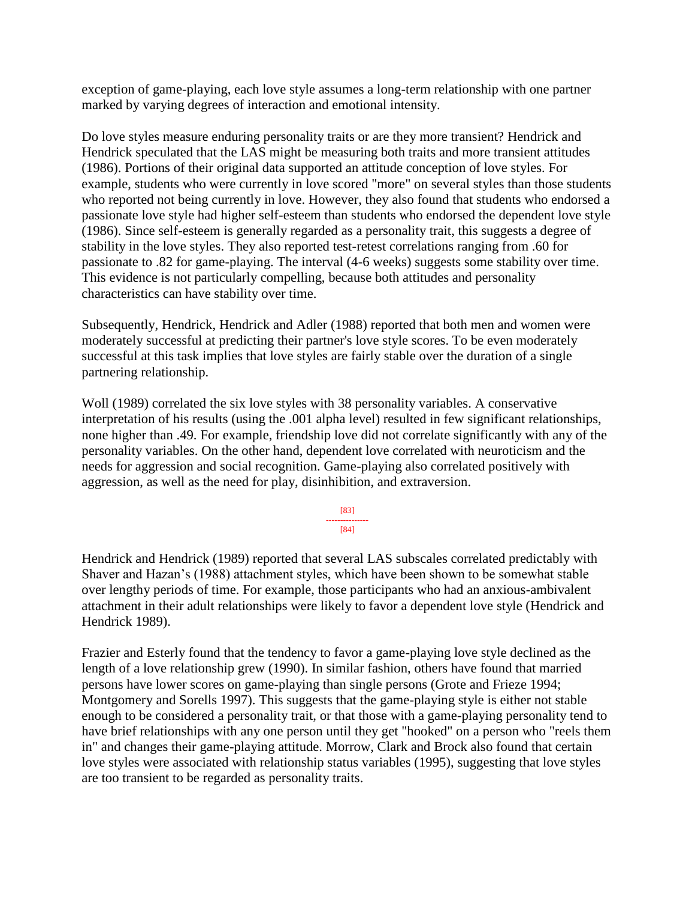exception of game-playing, each love style assumes a long-term relationship with one partner marked by varying degrees of interaction and emotional intensity.

Do love styles measure enduring personality traits or are they more transient? Hendrick and Hendrick speculated that the LAS might be measuring both traits and more transient attitudes (1986). Portions of their original data supported an attitude conception of love styles. For example, students who were currently in love scored "more" on several styles than those students who reported not being currently in love. However, they also found that students who endorsed a passionate love style had higher self-esteem than students who endorsed the dependent love style (1986). Since self-esteem is generally regarded as a personality trait, this suggests a degree of stability in the love styles. They also reported test-retest correlations ranging from .60 for passionate to .82 for game-playing. The interval (4-6 weeks) suggests some stability over time. This evidence is not particularly compelling, because both attitudes and personality characteristics can have stability over time.

Subsequently, Hendrick, Hendrick and Adler (1988) reported that both men and women were moderately successful at predicting their partner's love style scores. To be even moderately successful at this task implies that love styles are fairly stable over the duration of a single partnering relationship.

Woll (1989) correlated the six love styles with 38 personality variables. A conservative interpretation of his results (using the .001 alpha level) resulted in few significant relationships, none higher than .49. For example, friendship love did not correlate significantly with any of the personality variables. On the other hand, dependent love correlated with neuroticism and the needs for aggression and social recognition. Game-playing also correlated positively with aggression, as well as the need for play, disinhibition, and extraversion.

Hendrick and Hendrick (1989) reported that several LAS subscales correlated predictably with Shaver and Hazan's (1988) attachment styles, which have been shown to be somewhat stable over lengthy periods of time. For example, those participants who had an anxious-ambivalent attachment in their adult relationships were likely to favor a dependent love style (Hendrick and Hendrick 1989).

Frazier and Esterly found that the tendency to favor a game-playing love style declined as the length of a love relationship grew (1990). In similar fashion, others have found that married persons have lower scores on game-playing than single persons (Grote and Frieze 1994; Montgomery and Sorells 1997). This suggests that the game-playing style is either not stable enough to be considered a personality trait, or that those with a game-playing personality tend to have brief relationships with any one person until they get "hooked" on a person who "reels them in" and changes their game-playing attitude. Morrow, Clark and Brock also found that certain love styles were associated with relationship status variables (1995), suggesting that love styles are too transient to be regarded as personality traits.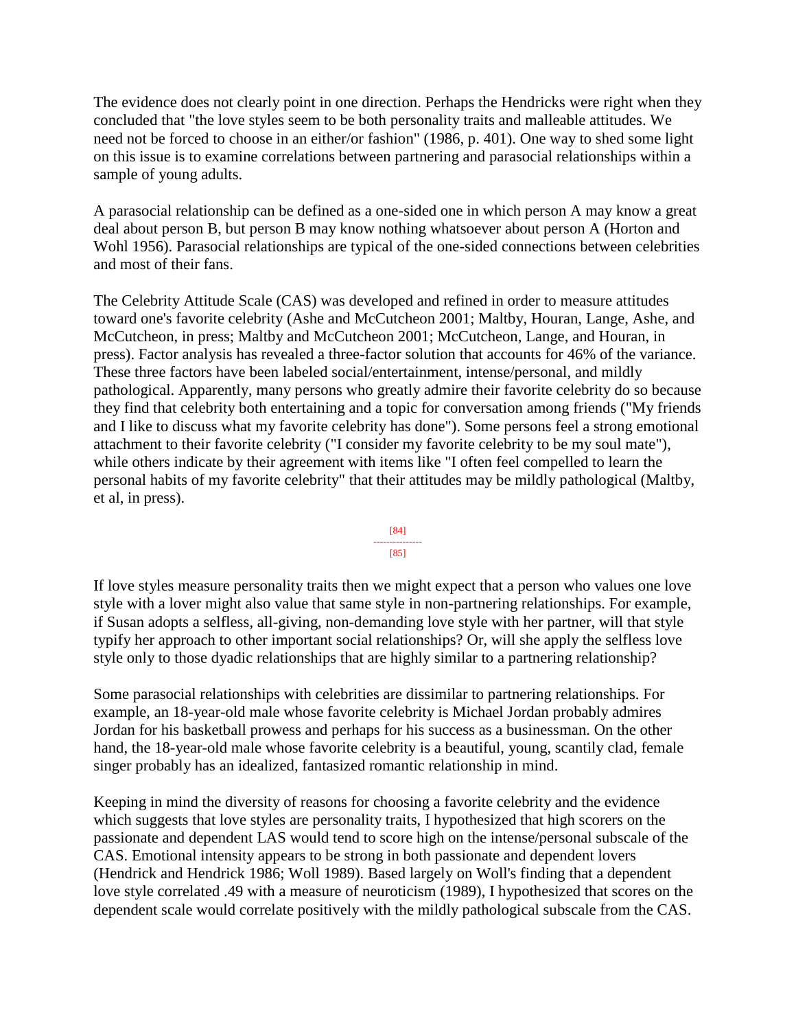The evidence does not clearly point in one direction. Perhaps the Hendricks were right when they concluded that "the love styles seem to be both personality traits and malleable attitudes. We need not be forced to choose in an either/or fashion" (1986, p. 401). One way to shed some light on this issue is to examine correlations between partnering and parasocial relationships within a sample of young adults.

A parasocial relationship can be defined as a one-sided one in which person A may know a great deal about person B, but person B may know nothing whatsoever about person A (Horton and Wohl 1956). Parasocial relationships are typical of the one-sided connections between celebrities and most of their fans.

The Celebrity Attitude Scale (CAS) was developed and refined in order to measure attitudes toward one's favorite celebrity (Ashe and McCutcheon 2001; Maltby, Houran, Lange, Ashe, and McCutcheon, in press; Maltby and McCutcheon 2001; McCutcheon, Lange, and Houran, in press). Factor analysis has revealed a three-factor solution that accounts for 46% of the variance. These three factors have been labeled social/entertainment, intense/personal, and mildly pathological. Apparently, many persons who greatly admire their favorite celebrity do so because they find that celebrity both entertaining and a topic for conversation among friends ("My friends and I like to discuss what my favorite celebrity has done"). Some persons feel a strong emotional attachment to their favorite celebrity ("I consider my favorite celebrity to be my soul mate"), while others indicate by their agreement with items like "I often feel compelled to learn the personal habits of my favorite celebrity" that their attitudes may be mildly pathological (Maltby, et al, in press).

If love styles measure personality traits then we might expect that a person who values one love style with a lover might also value that same style in non-partnering relationships. For example, if Susan adopts a selfless, all-giving, non-demanding love style with her partner, will that style typify her approach to other important social relationships? Or, will she apply the selfless love style only to those dyadic relationships that are highly similar to a partnering relationship?

Some parasocial relationships with celebrities are dissimilar to partnering relationships. For example, an 18-year-old male whose favorite celebrity is Michael Jordan probably admires Jordan for his basketball prowess and perhaps for his success as a businessman. On the other hand, the 18-year-old male whose favorite celebrity is a beautiful, young, scantily clad, female singer probably has an idealized, fantasized romantic relationship in mind.

Keeping in mind the diversity of reasons for choosing a favorite celebrity and the evidence which suggests that love styles are personality traits, I hypothesized that high scorers on the passionate and dependent LAS would tend to score high on the intense/personal subscale of the CAS. Emotional intensity appears to be strong in both passionate and dependent lovers (Hendrick and Hendrick 1986; Woll 1989). Based largely on Woll's finding that a dependent love style correlated .49 with a measure of neuroticism (1989), I hypothesized that scores on the dependent scale would correlate positively with the mildly pathological subscale from the CAS.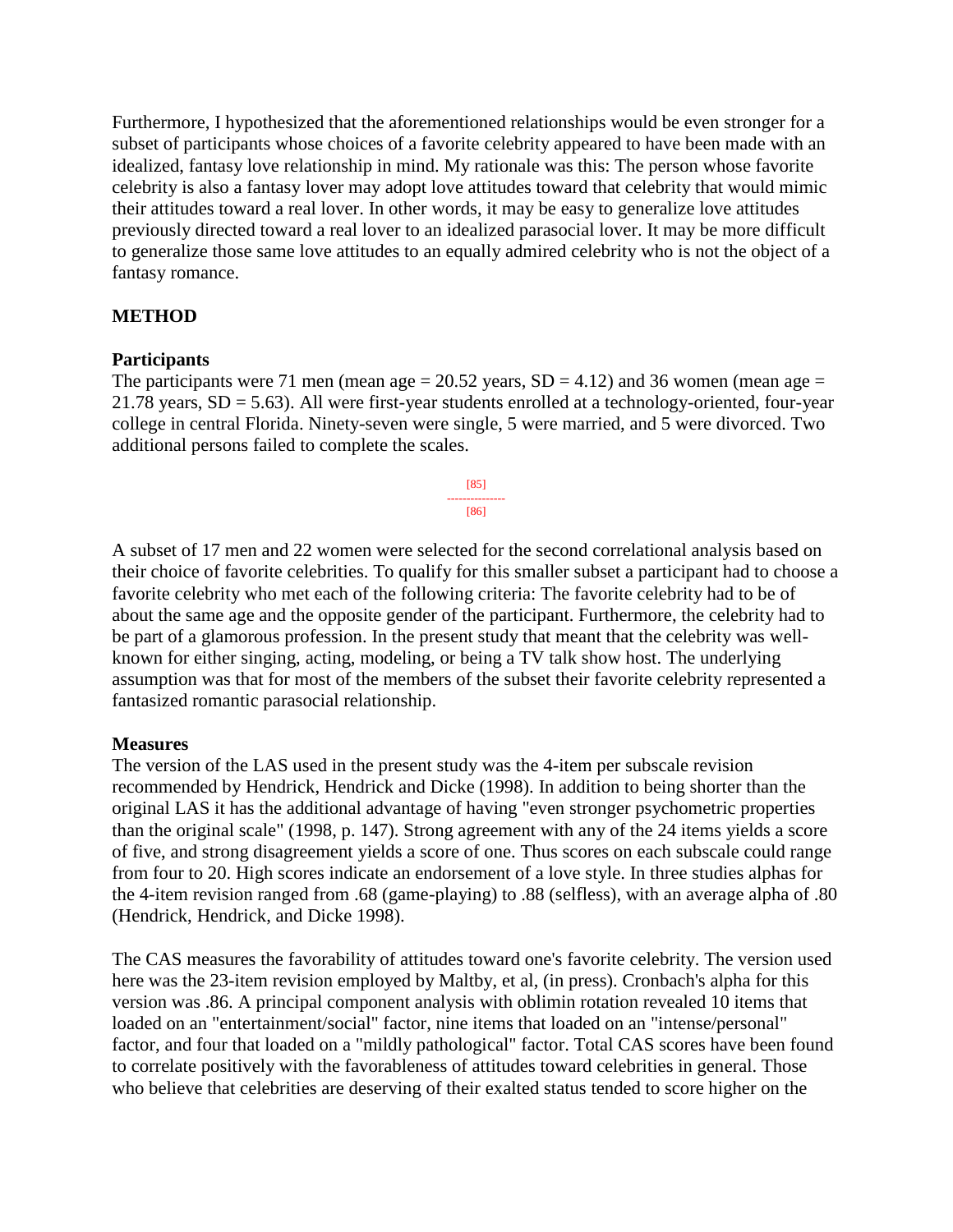Furthermore, I hypothesized that the aforementioned relationships would be even stronger for a subset of participants whose choices of a favorite celebrity appeared to have been made with an idealized, fantasy love relationship in mind. My rationale was this: The person whose favorite celebrity is also a fantasy lover may adopt love attitudes toward that celebrity that would mimic their attitudes toward a real lover. In other words, it may be easy to generalize love attitudes previously directed toward a real lover to an idealized parasocial lover. It may be more difficult to generalize those same love attitudes to an equally admired celebrity who is not the object of a fantasy romance.

## METHOD

### Participants

The participants were 71 men (mean age = 20.52 years, SD = 4.12) and 36 women (mean age = 21.78 years, SD = 5.63). All were first-year students enrolled at a technology-oriented, four-year college in central Florida. Ninety-seven were single, 5 were married, and 5 were divorced. Two additional persons failed to complete the scales.

A subset of 17 men and 22 women were selected for the second correlational analysis based on their choice of favorite celebrities. To qualify for this smaller subset a participant had to choose a favorite celebrity who met each of the following criteria: The favorite celebrity had to be of about the same age and the opposite gender of the participant. Furthermore, the celebrity had to be part of a glamorous profession. In the present study that meant that the celebrity was well-known for either singing, acting, modeling, or being a TV talk show host. The underlying assumption was that for most of the members of the subset their favorite celebrity represented a fantasized romantic parasocial relationship.

### Measures

The version of the LAS used in the present study was the 4-item per subscale revision recommended by Hendrick, Hendrick and Dicke (1998). In addition to being shorter than the original LAS it has the additional advantage of having "even stronger psychometric properties than the original scale" (1998, p. 147). Strong agreement with any of the 24 items yields a score of five, and strong disagreement yields a score of one. Thus scores on each subscale could range from four to 20. High scores indicate an endorsement of a love style. In three studies alphas for the 4-item revision ranged from .68 (game-playing) to .88 (selfless), with an average alpha of .80 (Hendrick, Hendrick, and Dicke 1998).

The CAS measures the favorability of attitudes toward one's favorite celebrity. The version used here was the 23-item revision employed by Maltby, et al, (in press). Cronbach's alpha for this version was .86. A principal component analysis with oblimin rotation revealed 10 items that loaded on an "entertainment/social" factor, nine items that loaded on an "intense/personal" factor, and four that loaded on a "mildly pathological" factor. Total CAS scores have been found to correlate positively with the favorableness of attitudes toward celebrities in general. Those who believe that celebrities are deserving of their exalted status tended to score higher on the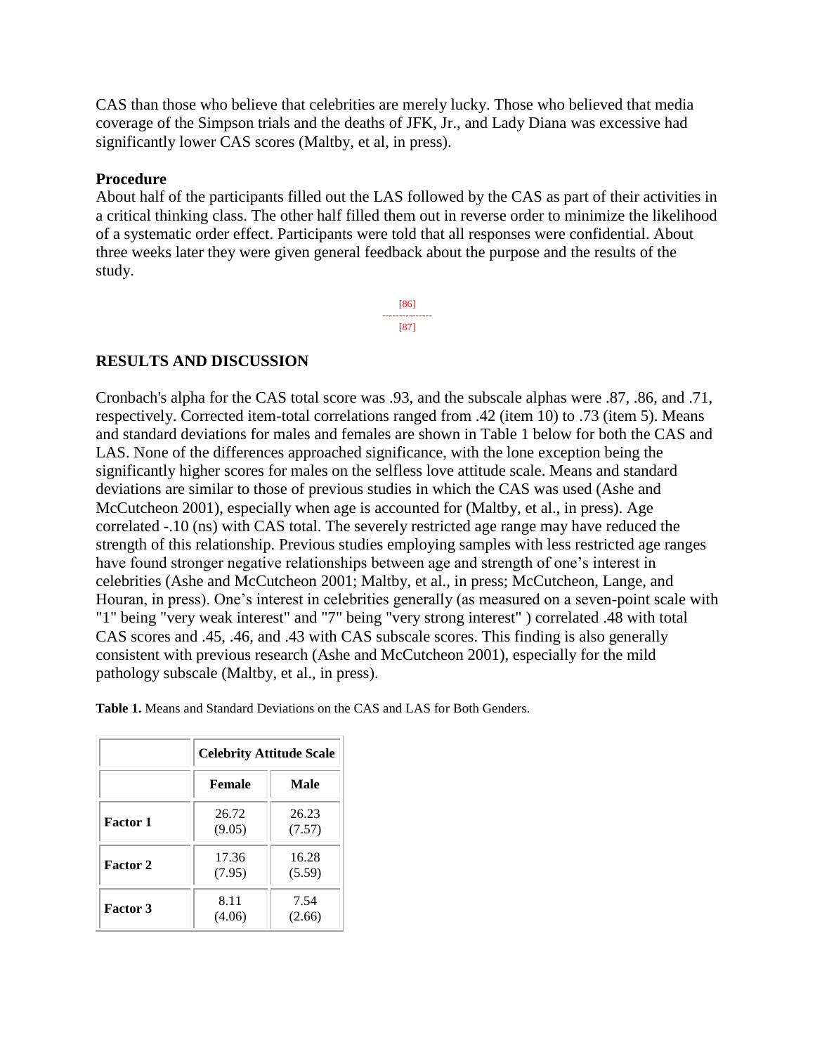CAS than those who believe that celebrities are merely lucky. Those who believed that media coverage of the Simpson trials and the deaths of JFK, Jr., and Lady Diana was excessive had significantly lower CAS scores (Maltby, et al, in press).

**Procedure**
About half of the participants filled out the LAS followed by the CAS as part of their activities in a critical thinking class. The other half filled them out in reverse order to minimize the likelihood of a systematic order effect. Participants were told that all responses were confidential. About three weeks later they were given general feedback about the purpose and the results of the study.

## RESULTS AND DISCUSSION

Cronbach's alpha for the CAS total score was .93, and the subscale alphas were .87, .86, and .71, respectively. Corrected item-total correlations ranged from .42 (item 10) to .73 (item 5). Means and standard deviations for males and females are shown in Table 1 below for both the CAS and LAS. None of the differences approached significance, with the lone exception being the significantly higher scores for males on the selfless love attitude scale. Means and standard deviations are similar to those of previous studies in which the CAS was used (Ashe and McCutcheon 2001), especially when age is accounted for (Maltby, et al., in press). Age correlated -.10 (ns) with CAS total. The severely restricted age range may have reduced the strength of this relationship. Previous studies employing samples with less restricted age ranges have found stronger negative relationships between age and strength of one's interest in celebrities (Ashe and McCutcheon 2001; Maltby, et al., in press; McCutcheon, Lange, and Houran, in press). One's interest in celebrities generally (as measured on a seven-point scale with "1" being "very weak interest" and "7" being "very strong interest" ) correlated .48 with total CAS scores and .45, .46, and .43 with CAS subscale scores. This finding is also generally consistent with previous research (Ashe and McCutcheon 2001), especially for the mild pathology subscale (Maltby, et al., in press).

**Table 1.** Means and Standard Deviations on the CAS and LAS for Both Genders.

| | Celebrity Attitude Scale | |
|---|---|---|
| | **Female** | **Male** |
| **Factor 1** | 26.72 (9.05) | 26.23 (7.57) |
| **Factor 2** | 17.36 (7.95) | 16.28 (5.59) |
| **Factor 3** | 8.11 (4.06) | 7.54 (2.66) |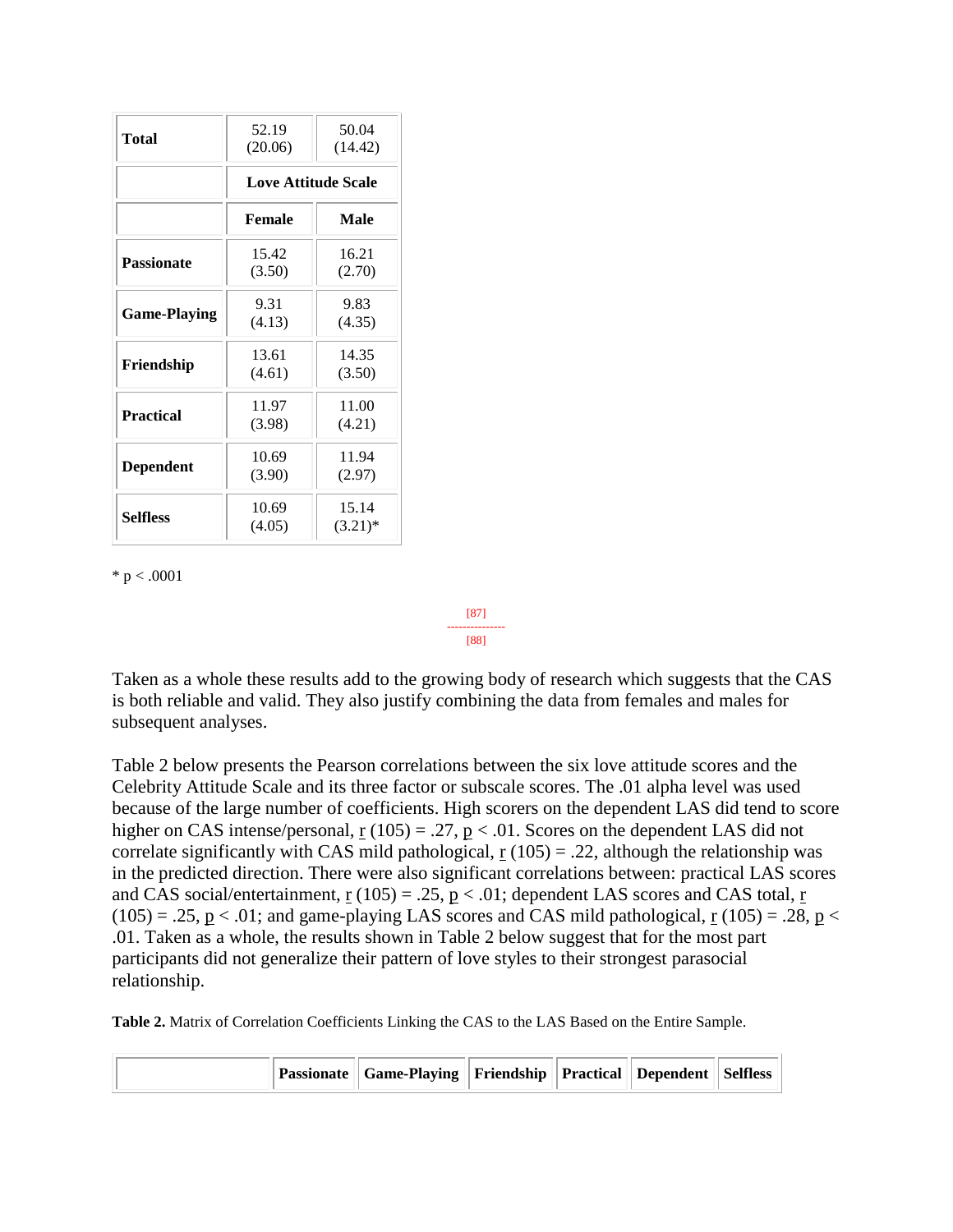| Total | 52.19 (20.06) | 50.04 (14.42) |
|---|---|---|
| | **Love Attitude Scale** | |
| | **Female** | **Male** |
| **Passionate** | 15.42 (3.50) | 16.21 (2.70) |
| **Game-Playing** | 9.31 (4.13) | 9.83 (4.35) |
| **Friendship** | 13.61 (4.61) | 14.35 (3.50) |
| **Practical** | 11.97 (3.98) | 11.00 (4.21) |
| **Dependent** | 10.69 (3.90) | 11.94 (2.97) |
| **Selfless** | 10.69 (4.05) | 15.14 (3.21)* |

* $p < .0001$

[87]
---------------
[88]

Taken as a whole these results add to the growing body of research which suggests that the CAS is both reliable and valid. They also justify combining the data from females and males for subsequent analyses.

Table 2 below presents the Pearson correlations between the six love attitude scores and the Celebrity Attitude Scale and its three factor or subscale scores. The .01 alpha level was used because of the large number of coefficients. High scorers on the dependent LAS did tend to score higher on CAS intense/personal, $r(105) = .27$, $p < .01$. Scores on the dependent LAS did not correlate significantly with CAS mild pathological, $r(105) = .22$, although the relationship was in the predicted direction. There were also significant correlations between: practical LAS scores and CAS social/entertainment, $r(105) = .25$, $p < .01$; dependent LAS scores and CAS total, $r(105) = .25$, $p < .01$; and game-playing LAS scores and CAS mild pathological, $r(105) = .28$, $p < .01$. Taken as a whole, the results shown in Table 2 below suggest that for the most part participants did not generalize their pattern of love styles to their strongest parasocial relationship.

**Table 2.** Matrix of Correlation Coefficients Linking the CAS to the LAS Based on the Entire Sample.

| | **Passionate** | **Game-Playing** | **Friendship** | **Practical** | **Dependent** | **Selfless** |
|---|---|---|---|---|---|---|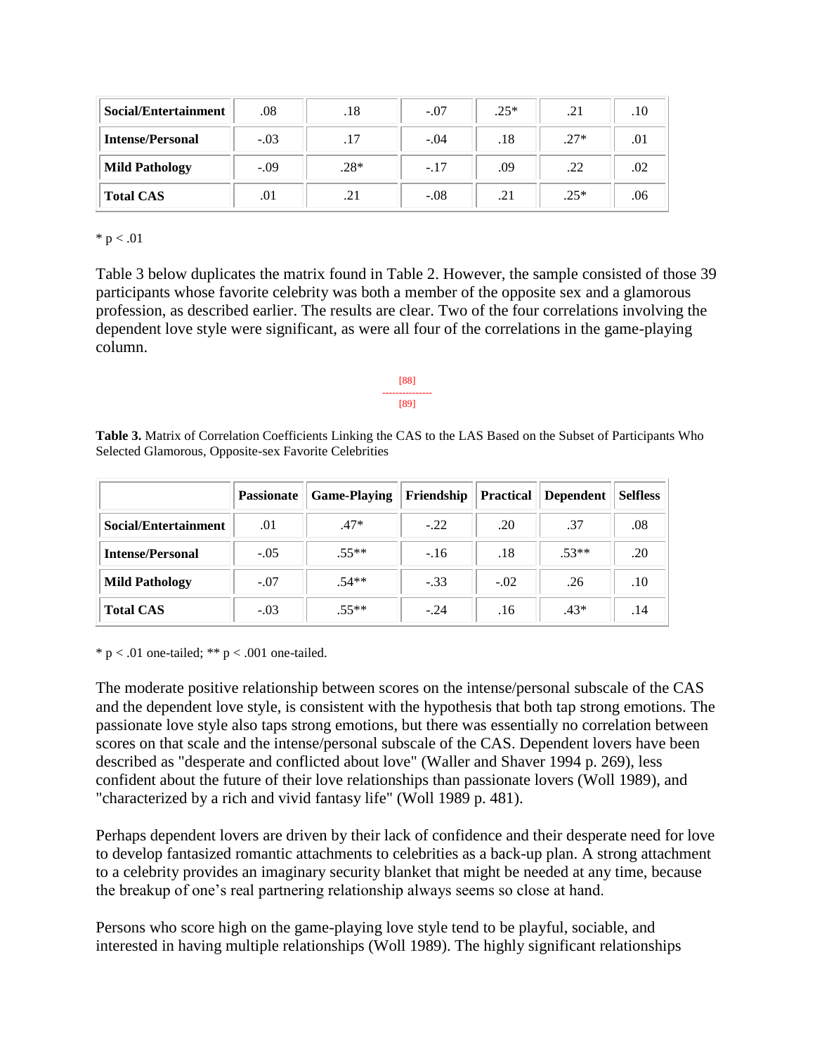| Social/Entertainment | .08 | .18 | -.07 | .25* | .21 | .10 |
|---|---|---|---|---|---|---|
| Intense/Personal | -.03 | .17 | -.04 | .18 | .27* | .01 |
| Mild Pathology | -.09 | .28* | -.17 | .09 | .22 | .02 |
| Total CAS | .01 | .21 | -.08 | .21 | .25* | .06 |

* $p < .01$

Table 3 below duplicates the matrix found in Table 2. However, the sample consisted of those 39 participants whose favorite celebrity was both a member of the opposite sex and a glamorous profession, as described earlier. The results are clear. Two of the four correlations involving the dependent love style were significant, as were all four of the correlations in the game-playing column.

[88]
---------------
[89]

**Table 3.** Matrix of Correlation Coefficients Linking the CAS to the LAS Based on the Subset of Participants Who Selected Glamorous, Opposite-sex Favorite Celebrities

| | Passionate | Game-Playing | Friendship | Practical | Dependent | Selfless |
|---|---|---|---|---|---|---|
| Social/Entertainment | .01 | .47* | -.22 | .20 | .37 | .08 |
| Intense/Personal | -.05 | .55** | -.16 | .18 | .53** | .20 |
| Mild Pathology | -.07 | .54** | -.33 | -.02 | .26 | .10 |
| Total CAS | -.03 | .55** | -.24 | .16 | .43* | .14 |

* $p < .01$ one-tailed; ** $p < .001$ one-tailed.

The moderate positive relationship between scores on the intense/personal subscale of the CAS and the dependent love style, is consistent with the hypothesis that both tap strong emotions. The passionate love style also taps strong emotions, but there was essentially no correlation between scores on that scale and the intense/personal subscale of the CAS. Dependent lovers have been described as "desperate and conflicted about love" (Waller and Shaver 1994 p. 269), less confident about the future of their love relationships than passionate lovers (Woll 1989), and "characterized by a rich and vivid fantasy life" (Woll 1989 p. 481).

Perhaps dependent lovers are driven by their lack of confidence and their desperate need for love to develop fantasized romantic attachments to celebrities as a back-up plan. A strong attachment to a celebrity provides an imaginary security blanket that might be needed at any time, because the breakup of one's real partnering relationship always seems so close at hand.

Persons who score high on the game-playing love style tend to be playful, sociable, and interested in having multiple relationships (Woll 1989). The highly significant relationships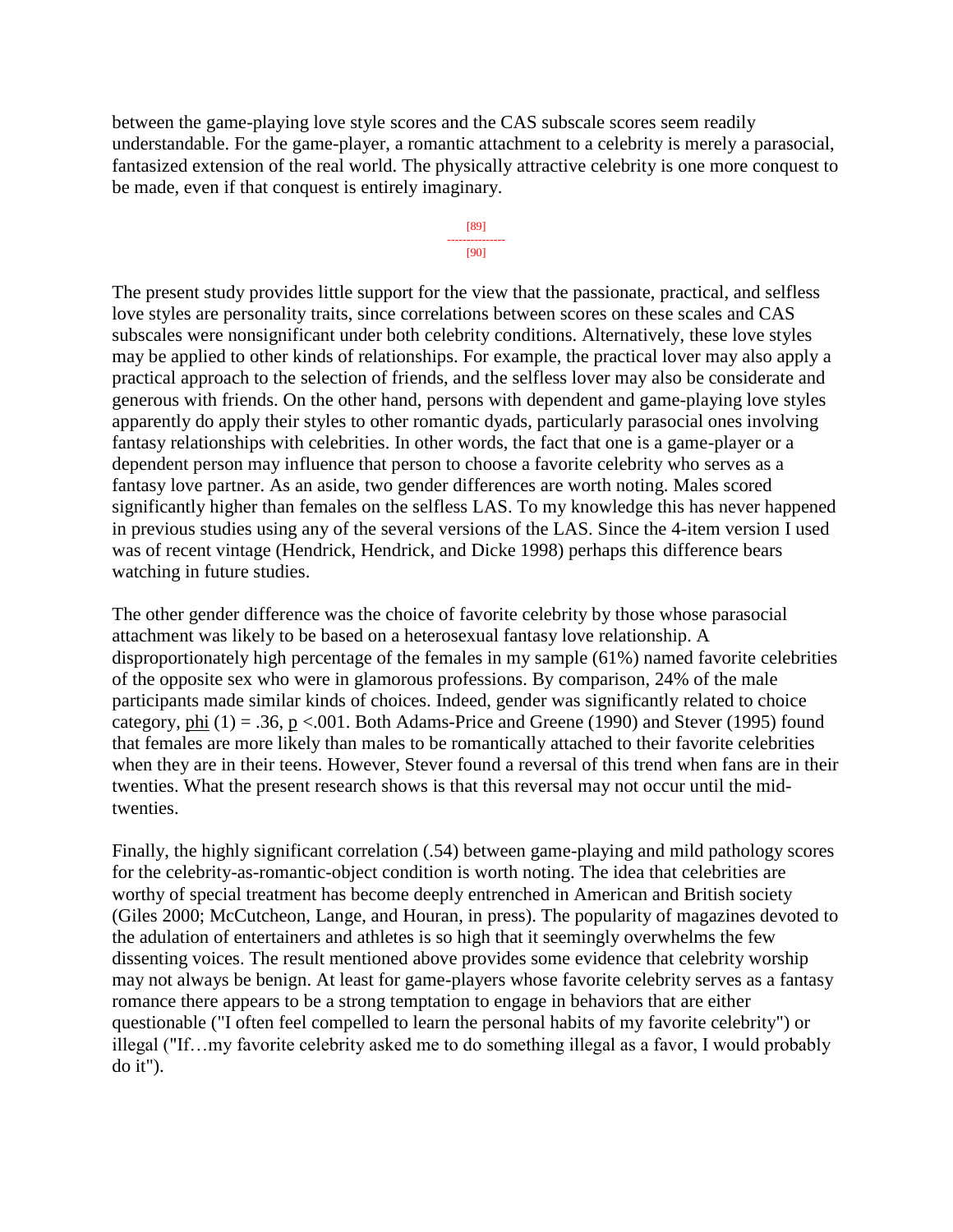between the game-playing love style scores and the CAS subscale scores seem readily understandable. For the game-player, a romantic attachment to a celebrity is merely a parasocial, fantasized extension of the real world. The physically attractive celebrity is one more conquest to be made, even if that conquest is entirely imaginary.

The present study provides little support for the view that the passionate, practical, and selfless love styles are personality traits, since correlations between scores on these scales and CAS subscales were nonsignificant under both celebrity conditions. Alternatively, these love styles may be applied to other kinds of relationships. For example, the practical lover may also apply a practical approach to the selection of friends, and the selfless lover may also be considerate and generous with friends. On the other hand, persons with dependent and game-playing love styles apparently do apply their styles to other romantic dyads, particularly parasocial ones involving fantasy relationships with celebrities. In other words, the fact that one is a game-player or a dependent person may influence that person to choose a favorite celebrity who serves as a fantasy love partner. As an aside, two gender differences are worth noting. Males scored significantly higher than females on the selfless LAS. To my knowledge this has never happened in previous studies using any of the several versions of the LAS. Since the 4-item version I used was of recent vintage (Hendrick, Hendrick, and Dicke 1998) perhaps this difference bears watching in future studies.

The other gender difference was the choice of favorite celebrity by those whose parasocial attachment was likely to be based on a heterosexual fantasy love relationship. A disproportionately high percentage of the females in my sample (61%) named favorite celebrities of the opposite sex who were in glamorous professions. By comparison, 24% of the male participants made similar kinds of choices. Indeed, gender was significantly related to choice category, $\underline{phi}$ $(1) = .36$, $\underline{p} < .001$. Both Adams-Price and Greene (1990) and Stever (1995) found that females are more likely than males to be romantically attached to their favorite celebrities when they are in their teens. However, Stever found a reversal of this trend when fans are in their twenties. What the present research shows is that this reversal may not occur until the mid-twenties.

Finally, the highly significant correlation (.54) between game-playing and mild pathology scores for the celebrity-as-romantic-object condition is worth noting. The idea that celebrities are worthy of special treatment has become deeply entrenched in American and British society (Giles 2000; McCutcheon, Lange, and Houran, in press). The popularity of magazines devoted to the adulation of entertainers and athletes is so high that it seemingly overwhelms the few dissenting voices. The result mentioned above provides some evidence that celebrity worship may not always be benign. At least for game-players whose favorite celebrity serves as a fantasy romance there appears to be a strong temptation to engage in behaviors that are either questionable ("I often feel compelled to learn the personal habits of my favorite celebrity") or illegal ("If…my favorite celebrity asked me to do something illegal as a favor, I would probably do it").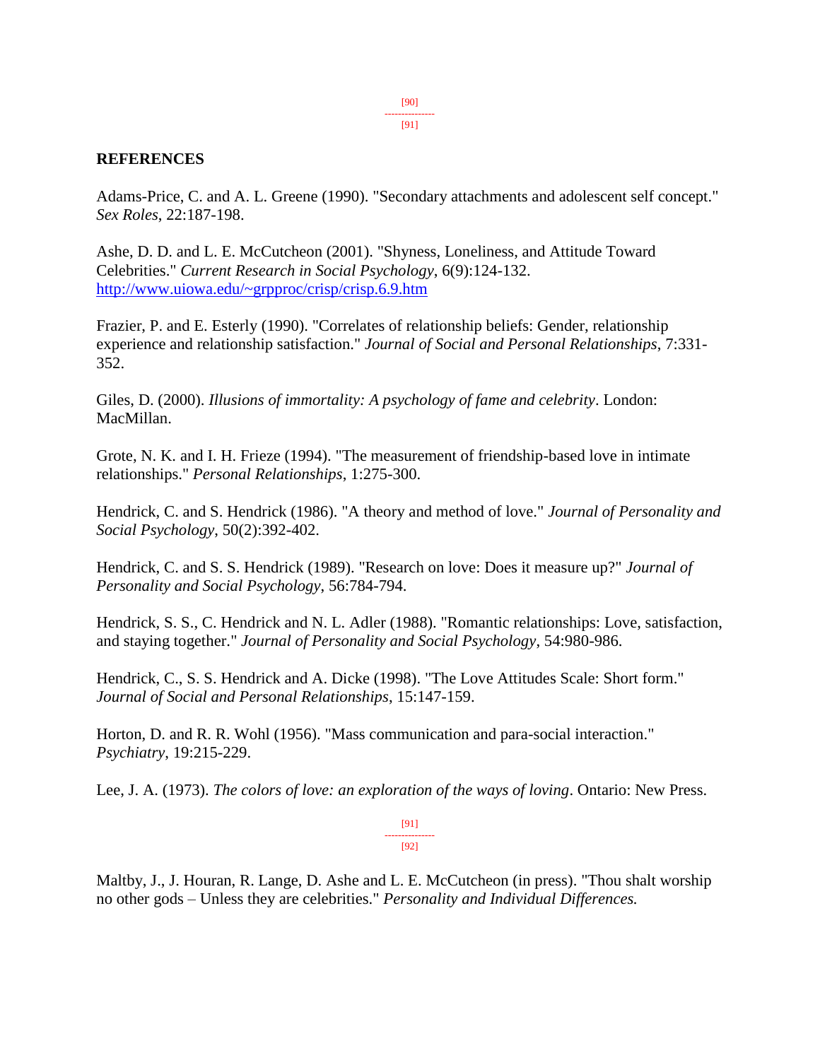## REFERENCES

Adams-Price, C. and A. L. Greene (1990). "Secondary attachments and adolescent self concept." *Sex Roles*, 22:187-198.

Ashe, D. D. and L. E. McCutcheon (2001). "Shyness, Loneliness, and Attitude Toward Celebrities." *Current Research in Social Psychology*, 6(9):124-132. http://www.uiowa.edu/~grpproc/crisp/crisp.6.9.htm

Frazier, P. and E. Esterly (1990). "Correlates of relationship beliefs: Gender, relationship experience and relationship satisfaction." *Journal of Social and Personal Relationships*, 7:331-352.

Giles, D. (2000). *Illusions of immortality: A psychology of fame and celebrity*. London: MacMillan.

Grote, N. K. and I. H. Frieze (1994). "The measurement of friendship-based love in intimate relationships." *Personal Relationships*, 1:275-300.

Hendrick, C. and S. Hendrick (1986). "A theory and method of love." *Journal of Personality and Social Psychology*, 50(2):392-402.

Hendrick, C. and S. S. Hendrick (1989). "Research on love: Does it measure up?" *Journal of Personality and Social Psychology*, 56:784-794.

Hendrick, S. S., C. Hendrick and N. L. Adler (1988). "Romantic relationships: Love, satisfaction, and staying together." *Journal of Personality and Social Psychology*, 54:980-986.

Hendrick, C., S. S. Hendrick and A. Dicke (1998). "The Love Attitudes Scale: Short form." *Journal of Social and Personal Relationships*, 15:147-159.

Horton, D. and R. R. Wohl (1956). "Mass communication and para-social interaction." *Psychiatry*, 19:215-229.

Lee, J. A. (1973). *The colors of love: an exploration of the ways of loving*. Ontario: New Press.

Maltby, J., J. Houran, R. Lange, D. Ashe and L. E. McCutcheon (in press). "Thou shalt worship no other gods – Unless they are celebrities." *Personality and Individual Differences.*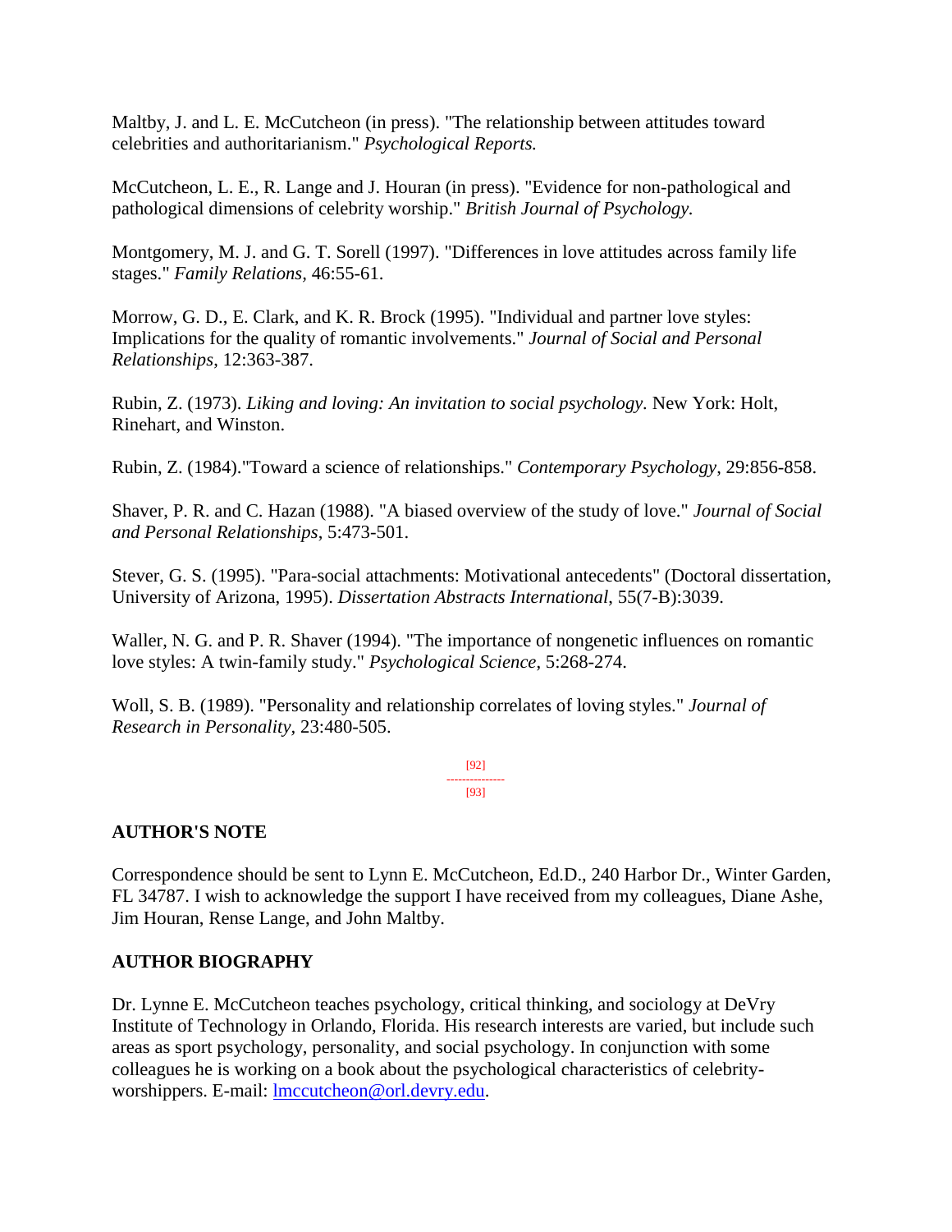Maltby, J. and L. E. McCutcheon (in press). "The relationship between attitudes toward celebrities and authoritarianism." *Psychological Reports.*

McCutcheon, L. E., R. Lange and J. Houran (in press). "Evidence for non-pathological and pathological dimensions of celebrity worship." *British Journal of Psychology.*

Montgomery, M. J. and G. T. Sorell (1997). "Differences in love attitudes across family life stages." *Family Relations*, 46:55-61.

Morrow, G. D., E. Clark, and K. R. Brock (1995). "Individual and partner love styles: Implications for the quality of romantic involvements." *Journal of Social and Personal Relationships*, 12:363-387.

Rubin, Z. (1973). *Liking and loving: An invitation to social psychology*. New York: Holt, Rinehart, and Winston.

Rubin, Z. (1984)."Toward a science of relationships." *Contemporary Psychology*, 29:856-858.

Shaver, P. R. and C. Hazan (1988). "A biased overview of the study of love." *Journal of Social and Personal Relationships*, 5:473-501.

Stever, G. S. (1995). "Para-social attachments: Motivational antecedents" (Doctoral dissertation, University of Arizona, 1995). *Dissertation Abstracts International*, 55(7-B):3039.

Waller, N. G. and P. R. Shaver (1994). "The importance of nongenetic influences on romantic love styles: A twin-family study." *Psychological Science*, 5:268-274.

Woll, S. B. (1989). "Personality and relationship correlates of loving styles." *Journal of Research in Personality*, 23:480-505.

## AUTHOR'S NOTE

Correspondence should be sent to Lynn E. McCutcheon, Ed.D., 240 Harbor Dr., Winter Garden, FL 34787. I wish to acknowledge the support I have received from my colleagues, Diane Ashe, Jim Houran, Rense Lange, and John Maltby.

## AUTHOR BIOGRAPHY

Dr. Lynne E. McCutcheon teaches psychology, critical thinking, and sociology at DeVry Institute of Technology in Orlando, Florida. His research interests are varied, but include such areas as sport psychology, personality, and social psychology. In conjunction with some colleagues he is working on a book about the psychological characteristics of celebrity-worshippers. E-mail: lmccutcheon@orl.devry.edu.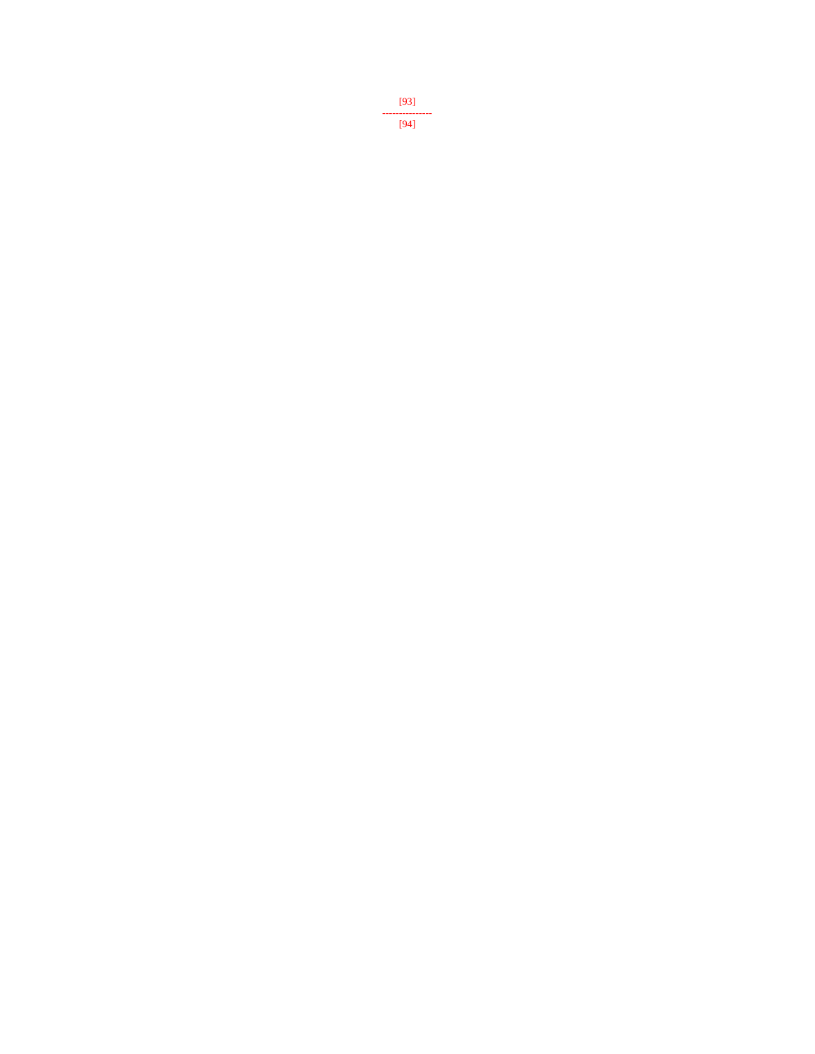[93]
---------------
[94]